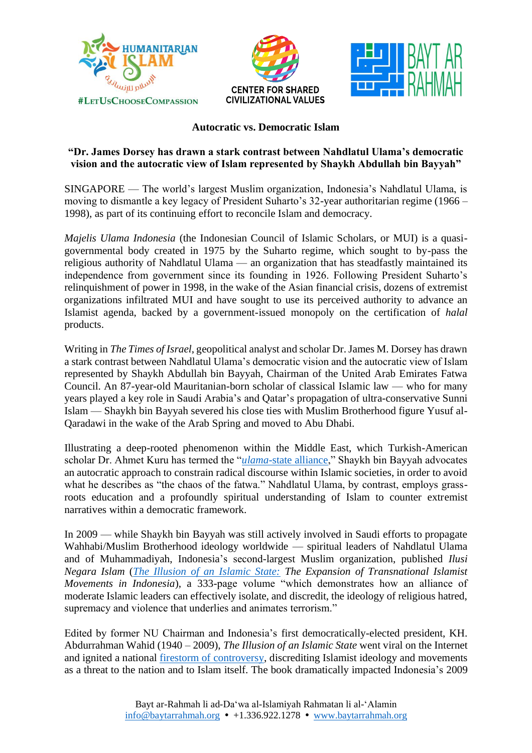HUMANITARIAN ISLAM
#LetUsChooseCompassion

CENTER FOR SHARED CIVILIZATIONAL VALUES

BAYT AR RAHMAH

**Autocratic vs. Democratic Islam**

**"Dr. James Dorsey has drawn a stark contrast between Nahdlatul Ulama's democratic vision and the autocratic view of Islam represented by Shaykh Abdullah bin Bayyah"**

SINGAPORE — The world's largest Muslim organization, Indonesia's Nahdlatul Ulama, is moving to dismantle a key legacy of President Suharto's 32-year authoritarian regime (1966 – 1998), as part of its continuing effort to reconcile Islam and democracy.

*Majelis Ulama Indonesia* (the Indonesian Council of Islamic Scholars, or MUI) is a quasi-governmental body created in 1975 by the Suharto regime, which sought to by-pass the religious authority of Nahdlatul Ulama — an organization that has steadfastly maintained its independence from government since its founding in 1926. Following President Suharto's relinquishment of power in 1998, in the wake of the Asian financial crisis, dozens of extremist organizations infiltrated MUI and have sought to use its perceived authority to advance an Islamist agenda, backed by a government-issued monopoly on the certification of *halal* products.

Writing in *The Times of Israel*, geopolitical analyst and scholar Dr. James M. Dorsey has drawn a stark contrast between Nahdlatul Ulama's democratic vision and the autocratic view of Islam represented by Shaykh Abdullah bin Bayyah, Chairman of the United Arab Emirates Fatwa Council. An 87-year-old Mauritanian-born scholar of classical Islamic law — who for many years played a key role in Saudi Arabia's and Qatar's propagation of ultra-conservative Sunni Islam — Shaykh bin Bayyah severed his close ties with Muslim Brotherhood figure Yusuf al-Qaradawi in the wake of the Arab Spring and moved to Abu Dhabi.

Illustrating a deep-rooted phenomenon within the Middle East, which Turkish-American scholar Dr. Ahmet Kuru has termed the "*ulama*-state alliance," Shaykh bin Bayyah advocates an autocratic approach to constrain radical discourse within Islamic societies, in order to avoid what he describes as "the chaos of the fatwa." Nahdlatul Ulama, by contrast, employs grass-roots education and a profoundly spiritual understanding of Islam to counter extremist narratives within a democratic framework.

In 2009 — while Shaykh bin Bayyah was still actively involved in Saudi efforts to propagate Wahhabi/Muslim Brotherhood ideology worldwide — spiritual leaders of Nahdlatul Ulama and of Muhammadiyah, Indonesia's second-largest Muslim organization, published *Ilusi Negara Islam* (*The Illusion of an Islamic State: The Expansion of Transnational Islamist Movements in Indonesia*), a 333-page volume "which demonstrates how an alliance of moderate Islamic leaders can effectively isolate, and discredit, the ideology of religious hatred, supremacy and violence that underlies and animates terrorism."

Edited by former NU Chairman and Indonesia's first democratically-elected president, KH. Abdurrahman Wahid (1940 – 2009), *The Illusion of an Islamic State* went viral on the Internet and ignited a national firestorm of controversy, discrediting Islamist ideology and movements as a threat to the nation and to Islam itself. The book dramatically impacted Indonesia's 2009

Bayt ar-Rahmah li ad-Da'wa al-Islamiyah Rahmatan li al-'Alamin
info@baytarrahmah.org • +1.336.922.1278 • www.baytarrahmah.org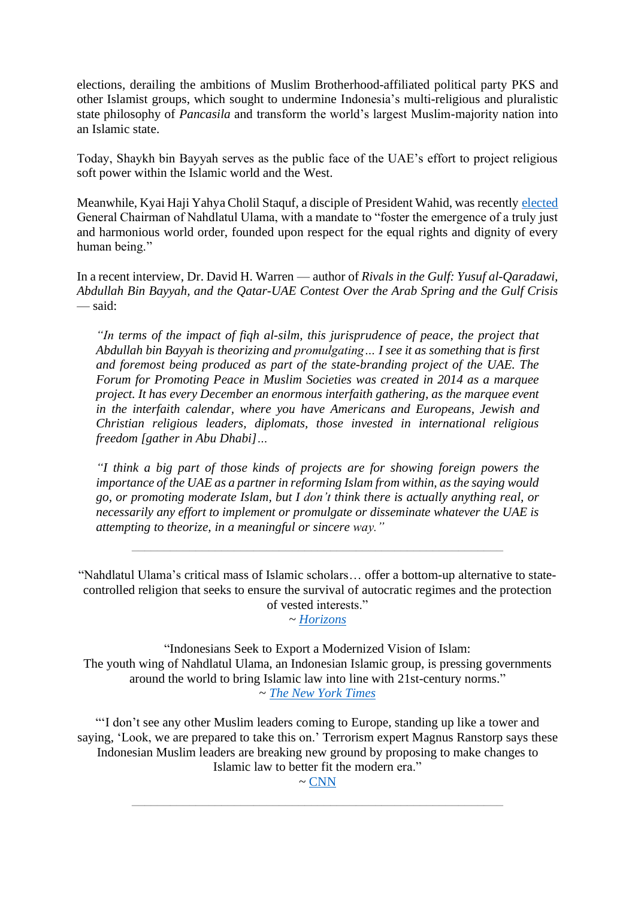elections, derailing the ambitions of Muslim Brotherhood-affiliated political party PKS and other Islamist groups, which sought to undermine Indonesia's multi-religious and pluralistic state philosophy of *Pancasila* and transform the world's largest Muslim-majority nation into an Islamic state.

Today, Shaykh bin Bayyah serves as the public face of the UAE's effort to project religious soft power within the Islamic world and the West.

Meanwhile, Kyai Haji Yahya Cholil Staquf, a disciple of President Wahid, was recently elected General Chairman of Nahdlatul Ulama, with a mandate to "foster the emergence of a truly just and harmonious world order, founded upon respect for the equal rights and dignity of every human being."

In a recent interview, Dr. David H. Warren — author of *Rivals in the Gulf: Yusuf al-Qaradawi, Abdullah Bin Bayyah, and the Qatar-UAE Contest Over the Arab Spring and the Gulf Crisis* — said:

> *"In terms of the impact of fiqh al-silm, this jurisprudence of peace, the project that Abdullah bin Bayyah is theorizing and promulgating… I see it as something that is first and foremost being produced as part of the state-branding project of the UAE. The Forum for Promoting Peace in Muslim Societies was created in 2014 as a marquee project. It has every December an enormous interfaith gathering, as the marquee event in the interfaith calendar, where you have Americans and Europeans, Jewish and Christian religious leaders, diplomats, those invested in international religious freedom [gather in Abu Dhabi]…*
>
> *"I think a big part of those kinds of projects are for showing foreign powers the importance of the UAE as a partner in reforming Islam from within, as the saying would go, or promoting moderate Islam, but I don't think there is actually anything real, or necessarily any effort to implement or promulgate or disseminate whatever the UAE is attempting to theorize, in a meaningful or sincere way."*

---

"Nahdlatul Ulama's critical mass of Islamic scholars… offer a bottom-up alternative to state-controlled religion that seeks to ensure the survival of autocratic regimes and the protection of vested interests."
~ *Horizons*

"Indonesians Seek to Export a Modernized Vision of Islam:
The youth wing of Nahdlatul Ulama, an Indonesian Islamic group, is pressing governments around the world to bring Islamic law into line with 21st-century norms."
~ *The New York Times*

"'I don't see any other Muslim leaders coming to Europe, standing up like a tower and saying, 'Look, we are prepared to take this on.' Terrorism expert Magnus Ranstorp says these Indonesian Muslim leaders are breaking new ground by proposing to make changes to Islamic law to better fit the modern era."
~ CNN

---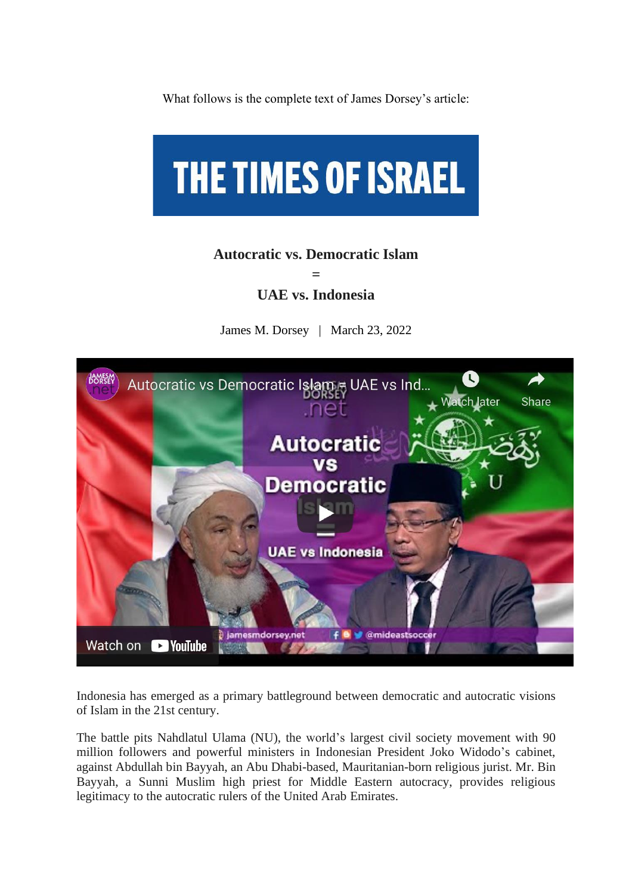What follows is the complete text of James Dorsey's article:

THE TIMES OF ISRAEL

**Autocratic vs. Democratic Islam**

**=**

**UAE vs. Indonesia**

James M. Dorsey | March 23, 2022

Indonesia has emerged as a primary battleground between democratic and autocratic visions of Islam in the 21st century.

The battle pits Nahdlatul Ulama (NU), the world's largest civil society movement with 90 million followers and powerful ministers in Indonesian President Joko Widodo's cabinet, against Abdullah bin Bayyah, an Abu Dhabi-based, Mauritanian-born religious jurist. Mr. Bin Bayyah, a Sunni Muslim high priest for Middle Eastern autocracy, provides religious legitimacy to the autocratic rulers of the United Arab Emirates.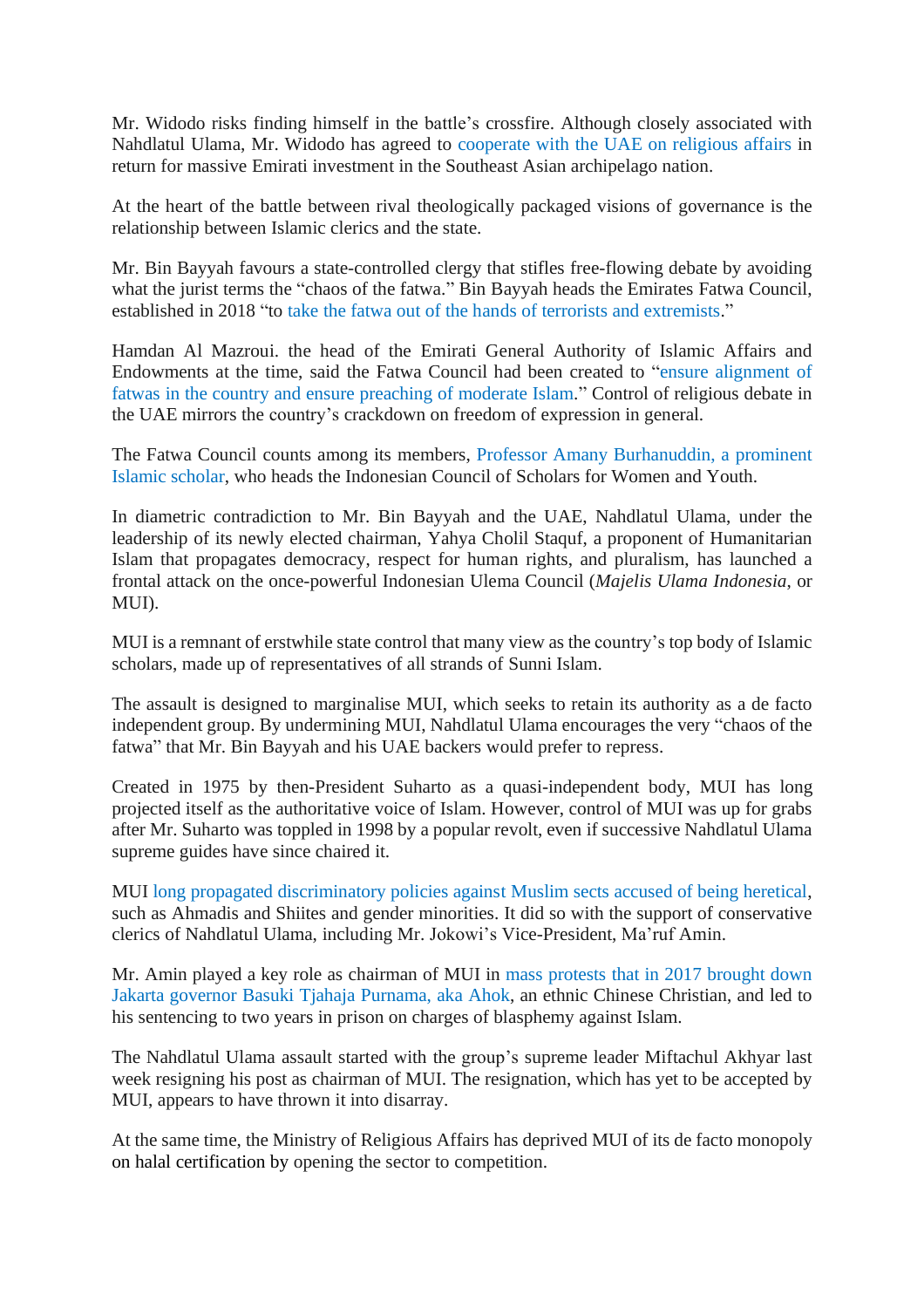Mr. Widodo risks finding himself in the battle's crossfire. Although closely associated with Nahdlatul Ulama, Mr. Widodo has agreed to cooperate with the UAE on religious affairs in return for massive Emirati investment in the Southeast Asian archipelago nation.

At the heart of the battle between rival theologically packaged visions of governance is the relationship between Islamic clerics and the state.

Mr. Bin Bayyah favours a state-controlled clergy that stifles free-flowing debate by avoiding what the jurist terms the "chaos of the fatwa." Bin Bayyah heads the Emirates Fatwa Council, established in 2018 "to take the fatwa out of the hands of terrorists and extremists."

Hamdan Al Mazroui. the head of the Emirati General Authority of Islamic Affairs and Endowments at the time, said the Fatwa Council had been created to "ensure alignment of fatwas in the country and ensure preaching of moderate Islam." Control of religious debate in the UAE mirrors the country's crackdown on freedom of expression in general.

The Fatwa Council counts among its members, Professor Amany Burhanuddin, a prominent Islamic scholar, who heads the Indonesian Council of Scholars for Women and Youth.

In diametric contradiction to Mr. Bin Bayyah and the UAE, Nahdlatul Ulama, under the leadership of its newly elected chairman, Yahya Cholil Staquf, a proponent of Humanitarian Islam that propagates democracy, respect for human rights, and pluralism, has launched a frontal attack on the once-powerful Indonesian Ulema Council (*Majelis Ulama Indonesia*, or MUI).

MUI is a remnant of erstwhile state control that many view as the country's top body of Islamic scholars, made up of representatives of all strands of Sunni Islam.

The assault is designed to marginalise MUI, which seeks to retain its authority as a de facto independent group. By undermining MUI, Nahdlatul Ulama encourages the very "chaos of the fatwa" that Mr. Bin Bayyah and his UAE backers would prefer to repress.

Created in 1975 by then-President Suharto as a quasi-independent body, MUI has long projected itself as the authoritative voice of Islam. However, control of MUI was up for grabs after Mr. Suharto was toppled in 1998 by a popular revolt, even if successive Nahdlatul Ulama supreme guides have since chaired it.

MUI long propagated discriminatory policies against Muslim sects accused of being heretical, such as Ahmadis and Shiites and gender minorities. It did so with the support of conservative clerics of Nahdlatul Ulama, including Mr. Jokowi's Vice-President, Ma'ruf Amin.

Mr. Amin played a key role as chairman of MUI in mass protests that in 2017 brought down Jakarta governor Basuki Tjahaja Purnama, aka Ahok, an ethnic Chinese Christian, and led to his sentencing to two years in prison on charges of blasphemy against Islam.

The Nahdlatul Ulama assault started with the group's supreme leader Miftachul Akhyar last week resigning his post as chairman of MUI. The resignation, which has yet to be accepted by MUI, appears to have thrown it into disarray.

At the same time, the Ministry of Religious Affairs has deprived MUI of its de facto monopoly on halal certification by opening the sector to competition.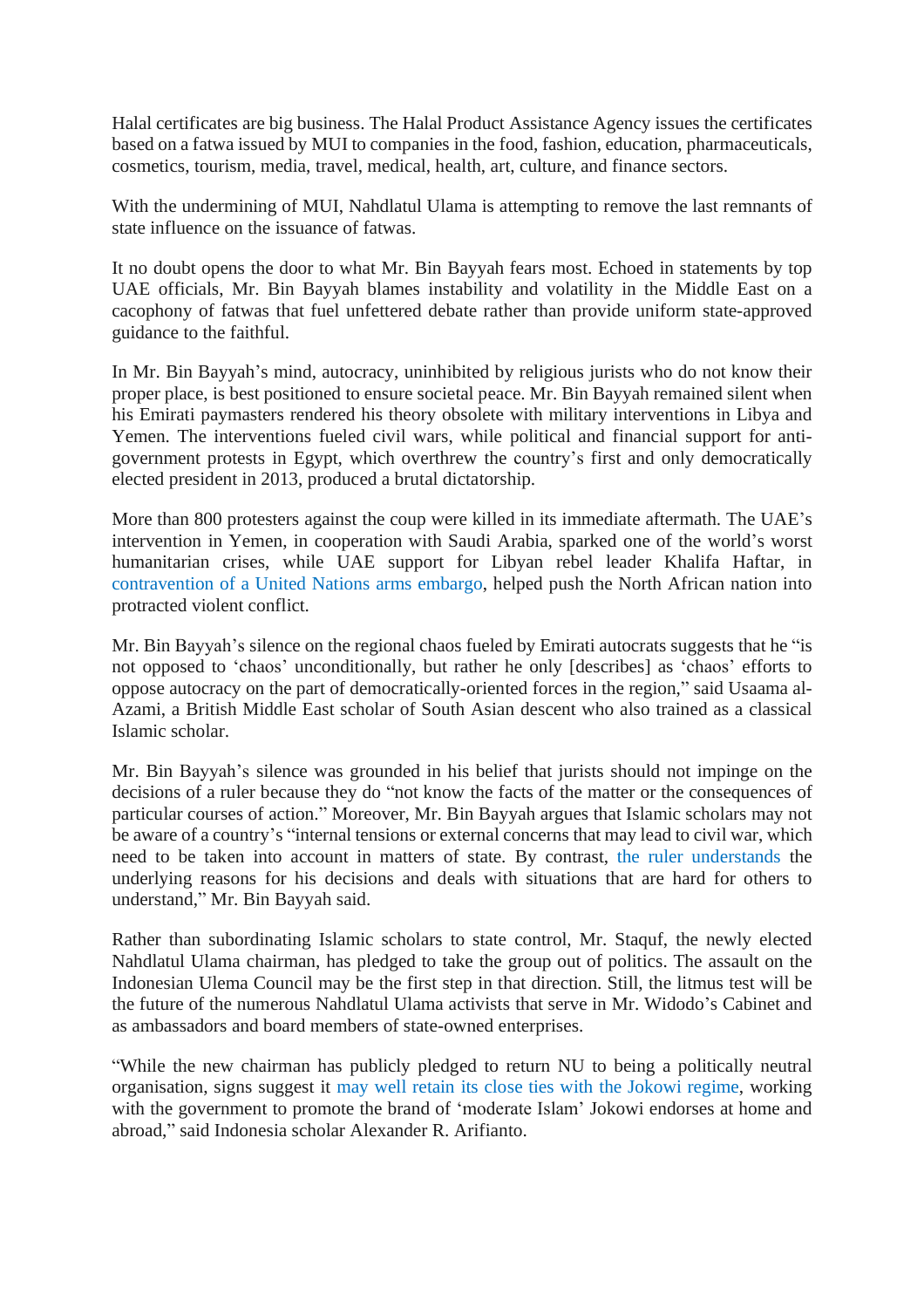Halal certificates are big business. The Halal Product Assistance Agency issues the certificates based on a fatwa issued by MUI to companies in the food, fashion, education, pharmaceuticals, cosmetics, tourism, media, travel, medical, health, art, culture, and finance sectors.

With the undermining of MUI, Nahdlatul Ulama is attempting to remove the last remnants of state influence on the issuance of fatwas.

It no doubt opens the door to what Mr. Bin Bayyah fears most. Echoed in statements by top UAE officials, Mr. Bin Bayyah blames instability and volatility in the Middle East on a cacophony of fatwas that fuel unfettered debate rather than provide uniform state-approved guidance to the faithful.

In Mr. Bin Bayyah's mind, autocracy, uninhibited by religious jurists who do not know their proper place, is best positioned to ensure societal peace. Mr. Bin Bayyah remained silent when his Emirati paymasters rendered his theory obsolete with military interventions in Libya and Yemen. The interventions fueled civil wars, while political and financial support for anti-government protests in Egypt, which overthrew the country's first and only democratically elected president in 2013, produced a brutal dictatorship.

More than 800 protesters against the coup were killed in its immediate aftermath. The UAE's intervention in Yemen, in cooperation with Saudi Arabia, sparked one of the world's worst humanitarian crises, while UAE support for Libyan rebel leader Khalifa Haftar, in contravention of a United Nations arms embargo, helped push the North African nation into protracted violent conflict.

Mr. Bin Bayyah's silence on the regional chaos fueled by Emirati autocrats suggests that he "is not opposed to 'chaos' unconditionally, but rather he only [describes] as 'chaos' efforts to oppose autocracy on the part of democratically-oriented forces in the region," said Usaama al-Azami, a British Middle East scholar of South Asian descent who also trained as a classical Islamic scholar.

Mr. Bin Bayyah's silence was grounded in his belief that jurists should not impinge on the decisions of a ruler because they do "not know the facts of the matter or the consequences of particular courses of action." Moreover, Mr. Bin Bayyah argues that Islamic scholars may not be aware of a country's "internal tensions or external concerns that may lead to civil war, which need to be taken into account in matters of state. By contrast, the ruler understands the underlying reasons for his decisions and deals with situations that are hard for others to understand," Mr. Bin Bayyah said.

Rather than subordinating Islamic scholars to state control, Mr. Staquf, the newly elected Nahdlatul Ulama chairman, has pledged to take the group out of politics. The assault on the Indonesian Ulema Council may be the first step in that direction. Still, the litmus test will be the future of the numerous Nahdlatul Ulama activists that serve in Mr. Widodo's Cabinet and as ambassadors and board members of state-owned enterprises.

"While the new chairman has publicly pledged to return NU to being a politically neutral organisation, signs suggest it may well retain its close ties with the Jokowi regime, working with the government to promote the brand of 'moderate Islam' Jokowi endorses at home and abroad," said Indonesia scholar Alexander R. Arifianto.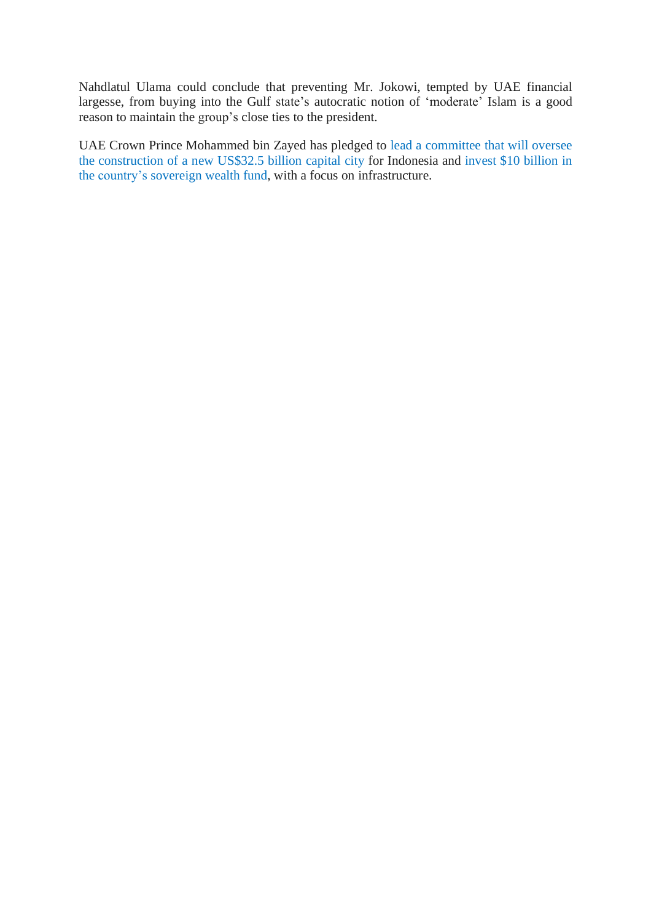Nahdlatul Ulama could conclude that preventing Mr. Jokowi, tempted by UAE financial largesse, from buying into the Gulf state's autocratic notion of 'moderate' Islam is a good reason to maintain the group's close ties to the president.

UAE Crown Prince Mohammed bin Zayed has pledged to lead a committee that will oversee the construction of a new US$32.5 billion capital city for Indonesia and invest $10 billion in the country's sovereign wealth fund, with a focus on infrastructure.